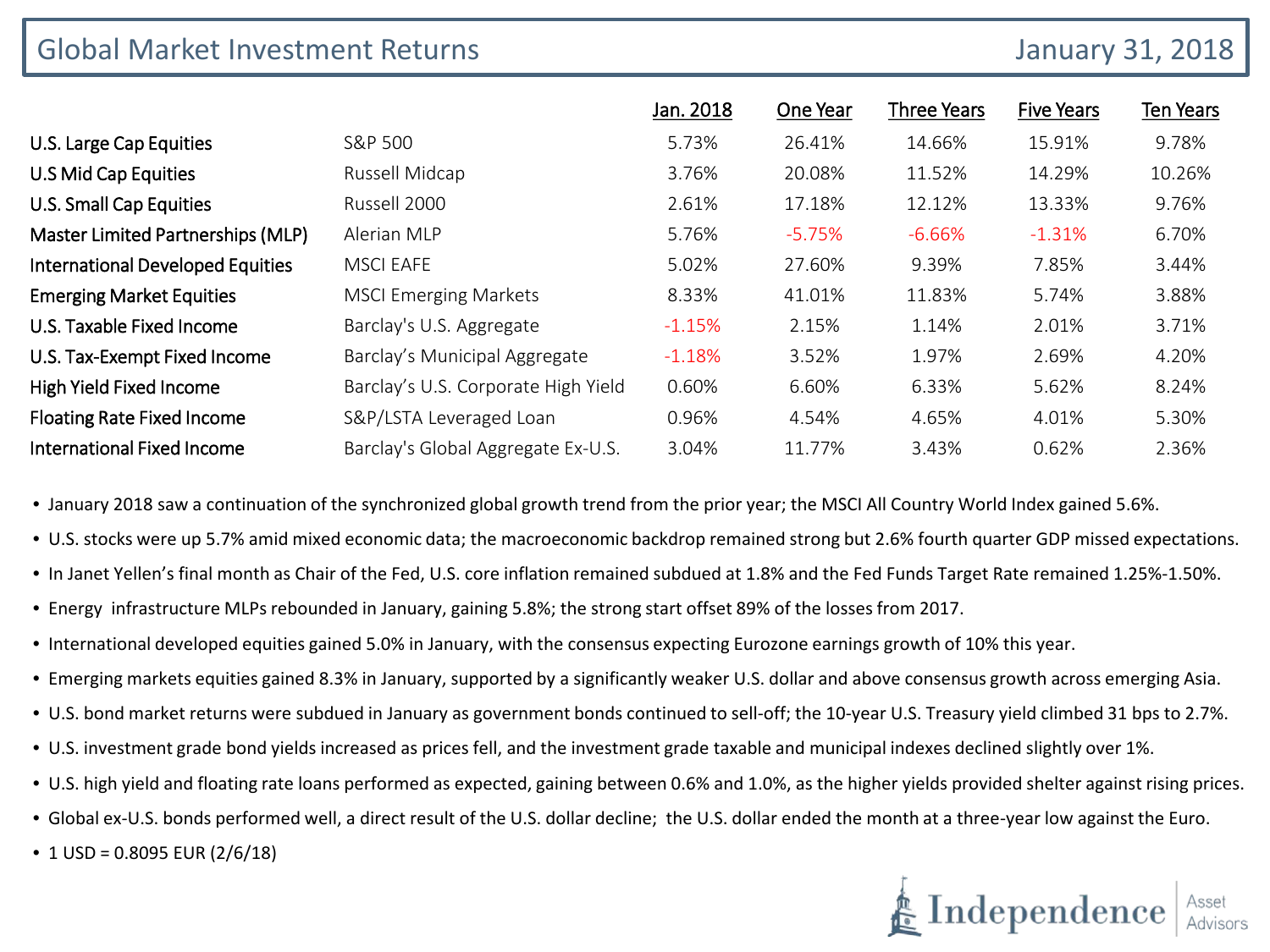# Global Market Investment Returns

January 31, 2018

| | | Jan. 2018 | One Year | Three Years | Five Years | Ten Years |
|---|---|---|---|---|---|---|
| U.S. Large Cap Equities | S&P 500 | 5.73% | 26.41% | 14.66% | 15.91% | 9.78% |
| U.S Mid Cap Equities | Russell Midcap | 3.76% | 20.08% | 11.52% | 14.29% | 10.26% |
| U.S. Small Cap Equities | Russell 2000 | 2.61% | 17.18% | 12.12% | 13.33% | 9.76% |
| Master Limited Partnerships (MLP) | Alerian MLP | 5.76% | -5.75% | -6.66% | -1.31% | 6.70% |
| International Developed Equities | MSCI EAFE | 5.02% | 27.60% | 9.39% | 7.85% | 3.44% |
| Emerging Market Equities | MSCI Emerging Markets | 8.33% | 41.01% | 11.83% | 5.74% | 3.88% |
| U.S. Taxable Fixed Income | Barclay's U.S. Aggregate | -1.15% | 2.15% | 1.14% | 2.01% | 3.71% |
| U.S. Tax-Exempt Fixed Income | Barclay's Municipal Aggregate | -1.18% | 3.52% | 1.97% | 2.69% | 4.20% |
| High Yield Fixed Income | Barclay's U.S. Corporate High Yield | 0.60% | 6.60% | 6.33% | 5.62% | 8.24% |
| Floating Rate Fixed Income | S&P/LSTA Leveraged Loan | 0.96% | 4.54% | 4.65% | 4.01% | 5.30% |
| International Fixed Income | Barclay's Global Aggregate Ex-U.S. | 3.04% | 11.77% | 3.43% | 0.62% | 2.36% |

- January 2018 saw a continuation of the synchronized global growth trend from the prior year; the MSCI All Country World Index gained 5.6%.
- U.S. stocks were up 5.7% amid mixed economic data; the macroeconomic backdrop remained strong but 2.6% fourth quarter GDP missed expectations.
- In Janet Yellen's final month as Chair of the Fed, U.S. core inflation remained subdued at 1.8% and the Fed Funds Target Rate remained 1.25%-1.50%.
- Energy infrastructure MLPs rebounded in January, gaining 5.8%; the strong start offset 89% of the losses from 2017.
- International developed equities gained 5.0% in January, with the consensus expecting Eurozone earnings growth of 10% this year.
- Emerging markets equities gained 8.3% in January, supported by a significantly weaker U.S. dollar and above consensus growth across emerging Asia.
- U.S. bond market returns were subdued in January as government bonds continued to sell-off; the 10-year U.S. Treasury yield climbed 31 bps to 2.7%.
- U.S. investment grade bond yields increased as prices fell, and the investment grade taxable and municipal indexes declined slightly over 1%.
- U.S. high yield and floating rate loans performed as expected, gaining between 0.6% and 1.0%, as the higher yields provided shelter against rising prices.
- Global ex-U.S. bonds performed well, a direct result of the U.S. dollar decline; the U.S. dollar ended the month at a three-year low against the Euro.
- 1 USD = 0.8095 EUR (2/6/18)

Independence | Asset Advisors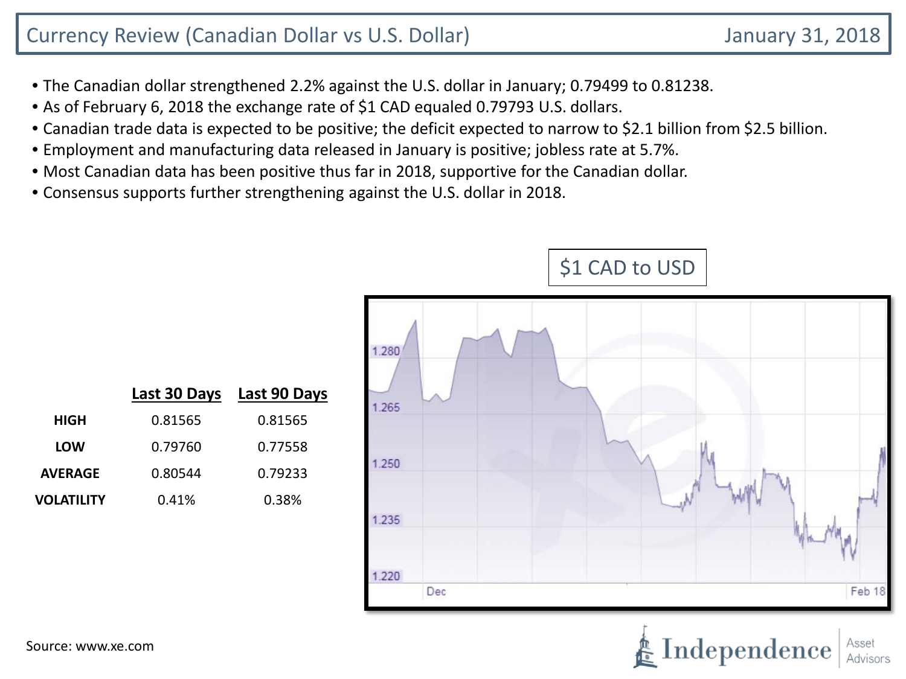# Currency Review (Canadian Dollar vs U.S. Dollar)

January 31, 2018

- The Canadian dollar strengthened 2.2% against the U.S. dollar in January; 0.79499 to 0.81238.
- As of February 6, 2018 the exchange rate of $1 CAD equaled 0.79793 U.S. dollars.
- Canadian trade data is expected to be positive; the deficit expected to narrow to $2.1 billion from $2.5 billion.
- Employment and manufacturing data released in January is positive; jobless rate at 5.7%.
- Most Canadian data has been positive thus far in 2018, supportive for the Canadian dollar.
- Consensus supports further strengthening against the U.S. dollar in 2018.

| | Last 30 Days | Last 90 Days |
|---|---|---|
| **HIGH** | 0.81565 | 0.81565 |
| **LOW** | 0.79760 | 0.77558 |
| **AVERAGE** | 0.80544 | 0.79233 |
| **VOLATILITY** | 0.41% | 0.38% |

$1 CAD to USD

1.280
1.265
1.250
1.235
1.220
Dec
Feb 18

Source: www.xe.com